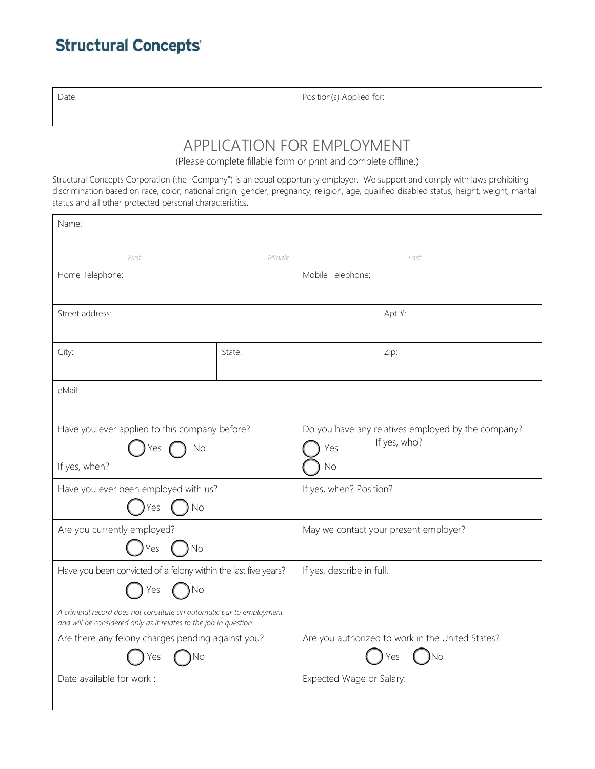**Structural Concepts**®

| Date: | Position(s) Applied for: |
|---|---|

# APPLICATION FOR EMPLOYMENT

(Please complete fillable form or print and complete offline.)

Structural Concepts Corporation (the "Company") is an equal opportunity employer. We support and comply with laws prohibiting discrimination based on race, color, national origin, gender, pregnancy, religion, age, qualified disabled status, height, weight, marital status and all other protected personal characteristics.

| Name: | | | |
|---|---|---|---|
| *First* | *Middle* | *Last* | |
| Home Telephone: | | Mobile Telephone: | |
| Street address: | | | Apt #: |
| City: | State: | | Zip: |
| eMail: | | | |

| | |
|---|---|
| Have you ever applied to this company before? ◯ Yes ◯ No<br>If yes, when? | Do you have any relatives employed by the company? ◯ Yes ◯ No<br>If yes, who? |
| Have you ever been employed with us? ◯ Yes ◯ No | If yes, when? Position? |
| Are you currently employed? ◯ Yes ◯ No | May we contact your present employer? |
| Have you been convicted of a felony within the last five years? ◯ Yes ◯ No<br>*A criminal record does not constitute an automatic bar to employment and will be considered only as it relates to the job in question.* | If yes, describe in full. |
| Are there any felony charges pending against you? ◯ Yes ◯ No | Are you authorized to work in the United States? ◯ Yes ◯ No |
| Date available for work : | Expected Wage or Salary: |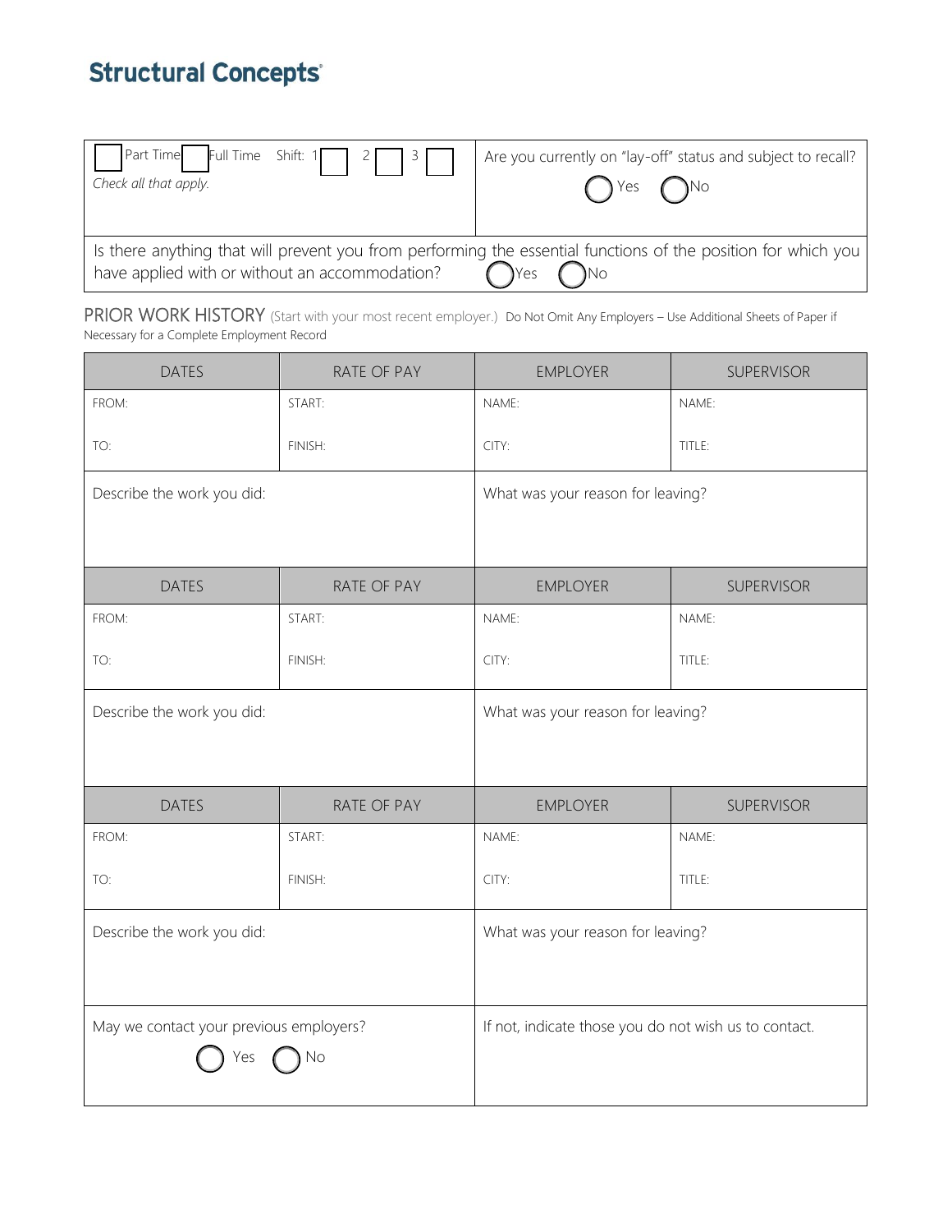**Structural Concepts**

| Part Time ☐ Full Time ☐ Shift: 1 ☐ 2 ☐ 3 ☐<br>*Check all that apply.* | Are you currently on "lay-off" status and subject to recall?<br>◯ Yes ◯ No |
|---|---|

Is there anything that will prevent you from performing the essential functions of the position for which you have applied with or without an accommodation? ◯ Yes ◯ No

PRIOR WORK HISTORY (Start with your most recent employer.) Do Not Omit Any Employers – Use Additional Sheets of Paper if Necessary for a Complete Employment Record

| DATES | RATE OF PAY | EMPLOYER | SUPERVISOR |
|---|---|---|---|
| FROM:<br><br>TO: | START:<br><br>FINISH: | NAME:<br><br>CITY: | NAME:<br><br>TITLE: |
| Describe the work you did: | | What was your reason for leaving? | |

| DATES | RATE OF PAY | EMPLOYER | SUPERVISOR |
|---|---|---|---|
| FROM:<br><br>TO: | START:<br><br>FINISH: | NAME:<br><br>CITY: | NAME:<br><br>TITLE: |
| Describe the work you did: | | What was your reason for leaving? | |

| DATES | RATE OF PAY | EMPLOYER | SUPERVISOR |
|---|---|---|---|
| FROM:<br><br>TO: | START:<br><br>FINISH: | NAME:<br><br>CITY: | NAME:<br><br>TITLE: |
| Describe the work you did: | | What was your reason for leaving? | |

| May we contact your previous employers?<br>◯ Yes ◯ No | If not, indicate those you do not wish us to contact. |
|---|---|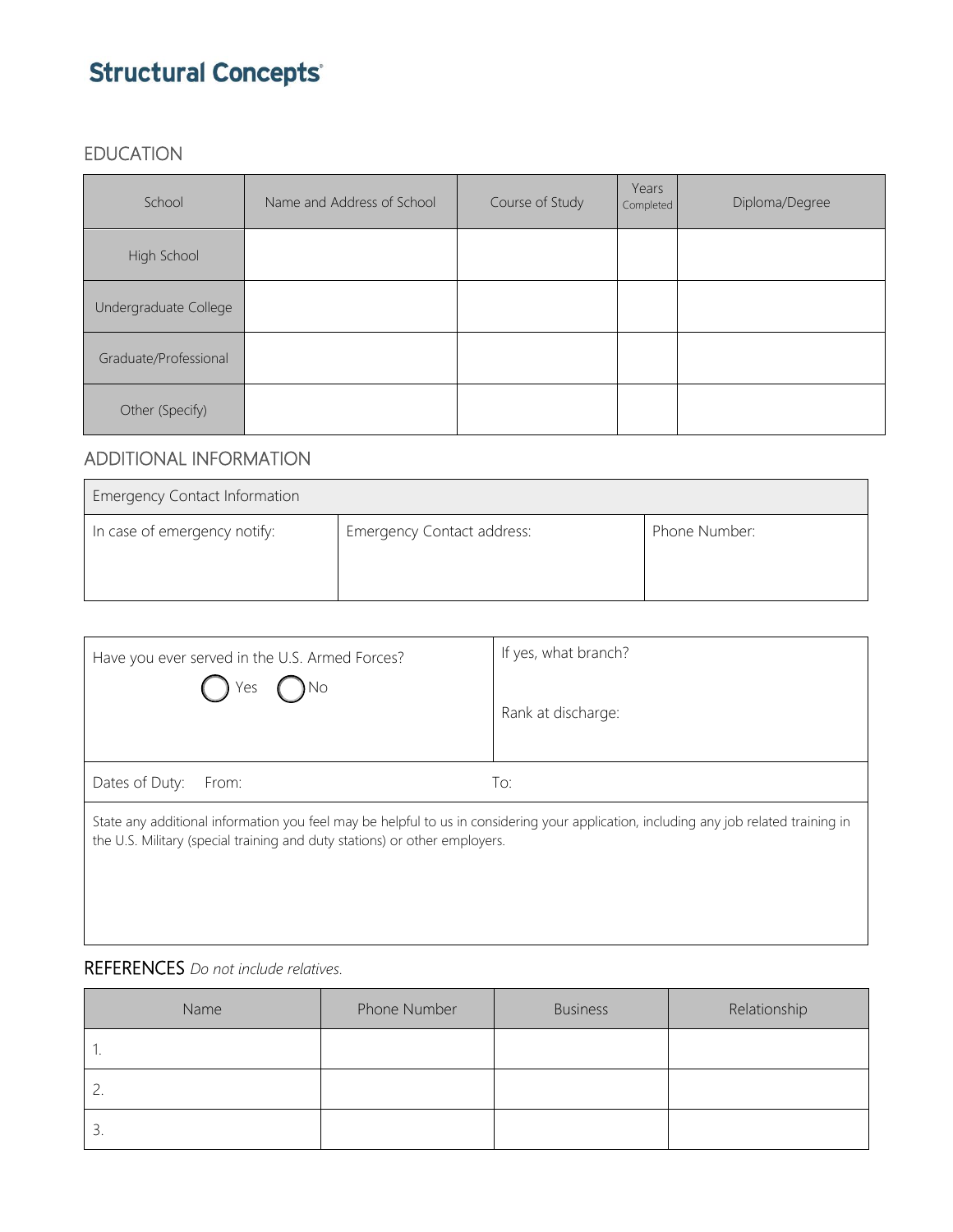**Structural Concepts**®

## EDUCATION

| School | Name and Address of School | Course of Study | Years Completed | Diploma/Degree |
|---|---|---|---|---|
| High School | | | | |
| Undergraduate College | | | | |
| Graduate/Professional | | | | |
| Other (Specify) | | | | |

## ADDITIONAL INFORMATION

| Emergency Contact Information | | |
|---|---|---|
| In case of emergency notify: | Emergency Contact address: | Phone Number: |

| Have you ever served in the U.S. Armed Forces? ◯ Yes ◯ No | If yes, what branch? Rank at discharge: |
|---|---|
| Dates of Duty: From: | To: |

State any additional information you feel may be helpful to us in considering your application, including any job related training in the U.S. Military (special training and duty stations) or other employers.

## REFERENCES *Do not include relatives.*

| Name | Phone Number | Business | Relationship |
|---|---|---|---|
| 1. | | | |
| 2. | | | |
| 3. | | | |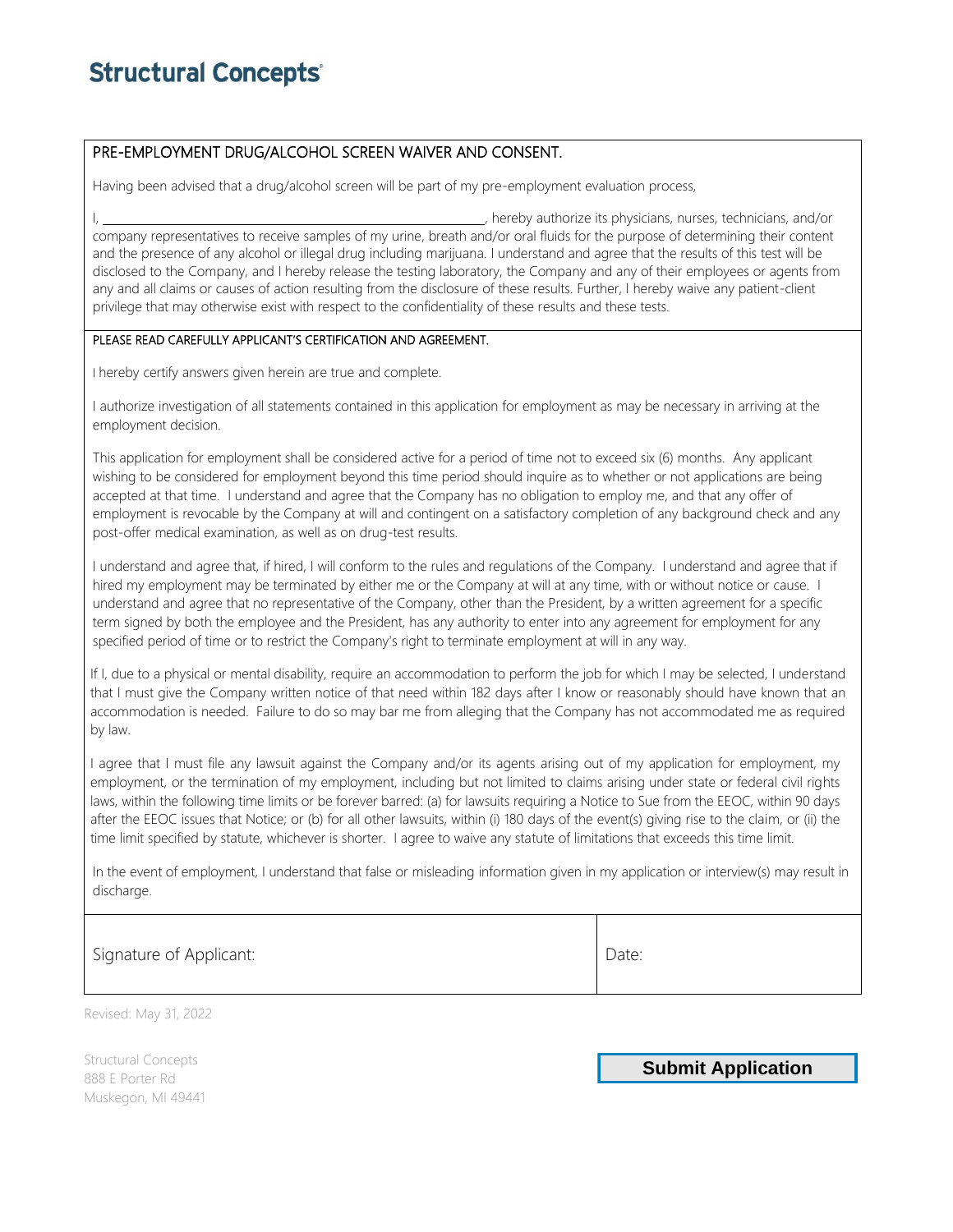# Structural Concepts

## PRE-EMPLOYMENT DRUG/ALCOHOL SCREEN WAIVER AND CONSENT.

Having been advised that a drug/alcohol screen will be part of my pre-employment evaluation process,

I, ______________________________, hereby authorize its physicians, nurses, technicians, and/or company representatives to receive samples of my urine, breath and/or oral fluids for the purpose of determining their content and the presence of any alcohol or illegal drug including marijuana. I understand and agree that the results of this test will be disclosed to the Company, and I hereby release the testing laboratory, the Company and any of their employees or agents from any and all claims or causes of action resulting from the disclosure of these results. Further, I hereby waive any patient-client privilege that may otherwise exist with respect to the confidentiality of these results and these tests.

## PLEASE READ CAREFULLY APPLICANT'S CERTIFICATION AND AGREEMENT.

I hereby certify answers given herein are true and complete.

I authorize investigation of all statements contained in this application for employment as may be necessary in arriving at the employment decision.

This application for employment shall be considered active for a period of time not to exceed six (6) months. Any applicant wishing to be considered for employment beyond this time period should inquire as to whether or not applications are being accepted at that time. I understand and agree that the Company has no obligation to employ me, and that any offer of employment is revocable by the Company at will and contingent on a satisfactory completion of any background check and any post-offer medical examination, as well as on drug-test results.

I understand and agree that, if hired, I will conform to the rules and regulations of the Company. I understand and agree that if hired my employment may be terminated by either me or the Company at will at any time, with or without notice or cause. I understand and agree that no representative of the Company, other than the President, by a written agreement for a specific term signed by both the employee and the President, has any authority to enter into any agreement for employment for any specified period of time or to restrict the Company's right to terminate employment at will in any way.

If I, due to a physical or mental disability, require an accommodation to perform the job for which I may be selected, I understand that I must give the Company written notice of that need within 182 days after I know or reasonably should have known that an accommodation is needed. Failure to do so may bar me from alleging that the Company has not accommodated me as required by law.

I agree that I must file any lawsuit against the Company and/or its agents arising out of my application for employment, my employment, or the termination of my employment, including but not limited to claims arising under state or federal civil rights laws, within the following time limits or be forever barred: (a) for lawsuits requiring a Notice to Sue from the EEOC, within 90 days after the EEOC issues that Notice; or (b) for all other lawsuits, within (i) 180 days of the event(s) giving rise to the claim, or (ii) the time limit specified by statute, whichever is shorter. I agree to waive any statute of limitations that exceeds this time limit.

In the event of employment, I understand that false or misleading information given in my application or interview(s) may result in discharge.

| | |
|---|---|
| Signature of Applicant: | Date: |

Revised: May 31, 2022

Structural Concepts
888 E Porter Rd
Muskegon, MI 49441

**Submit Application**